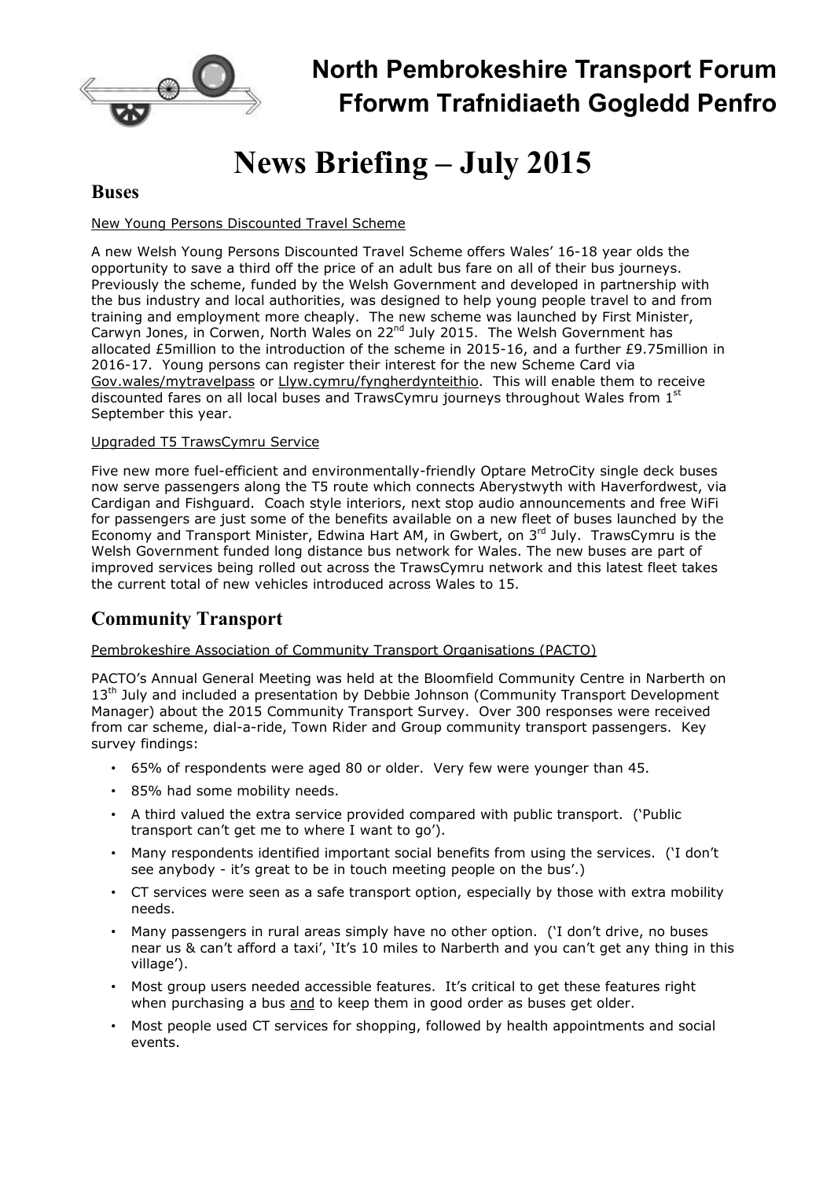# North Pembrokeshire Transport Forum
# Fforwm Trafnidiaeth Gogledd Penfro

# News Briefing – July 2015

## Buses

New Young Persons Discounted Travel Scheme

A new Welsh Young Persons Discounted Travel Scheme offers Wales' 16-18 year olds the opportunity to save a third off the price of an adult bus fare on all of their bus journeys. Previously the scheme, funded by the Welsh Government and developed in partnership with the bus industry and local authorities, was designed to help young people travel to and from training and employment more cheaply. The new scheme was launched by First Minister, Carwyn Jones, in Corwen, North Wales on 22nd July 2015. The Welsh Government has allocated £5million to the introduction of the scheme in 2015-16, and a further £9.75million in 2016-17. Young persons can register their interest for the new Scheme Card via Gov.wales/mytravelpass or Llyw.cymru/fyngherdynteithio. This will enable them to receive discounted fares on all local buses and TrawsCymru journeys throughout Wales from 1st September this year.

Upgraded T5 TrawsCymru Service

Five new more fuel-efficient and environmentally-friendly Optare MetroCity single deck buses now serve passengers along the T5 route which connects Aberystwyth with Haverfordwest, via Cardigan and Fishguard. Coach style interiors, next stop audio announcements and free WiFi for passengers are just some of the benefits available on a new fleet of buses launched by the Economy and Transport Minister, Edwina Hart AM, in Gwbert, on 3rd July. TrawsCymru is the Welsh Government funded long distance bus network for Wales. The new buses are part of improved services being rolled out across the TrawsCymru network and this latest fleet takes the current total of new vehicles introduced across Wales to 15.

## Community Transport

Pembrokeshire Association of Community Transport Organisations (PACTO)

PACTO's Annual General Meeting was held at the Bloomfield Community Centre in Narberth on 13th July and included a presentation by Debbie Johnson (Community Transport Development Manager) about the 2015 Community Transport Survey. Over 300 responses were received from car scheme, dial-a-ride, Town Rider and Group community transport passengers. Key survey findings:

- 65% of respondents were aged 80 or older. Very few were younger than 45.
- 85% had some mobility needs.
- A third valued the extra service provided compared with public transport. ('Public transport can't get me to where I want to go').
- Many respondents identified important social benefits from using the services. ('I don't see anybody - it's great to be in touch meeting people on the bus'.)
- CT services were seen as a safe transport option, especially by those with extra mobility needs.
- Many passengers in rural areas simply have no other option. ('I don't drive, no buses near us & can't afford a taxi', 'It's 10 miles to Narberth and you can't get any thing in this village').
- Most group users needed accessible features. It's critical to get these features right when purchasing a bus and to keep them in good order as buses get older.
- Most people used CT services for shopping, followed by health appointments and social events.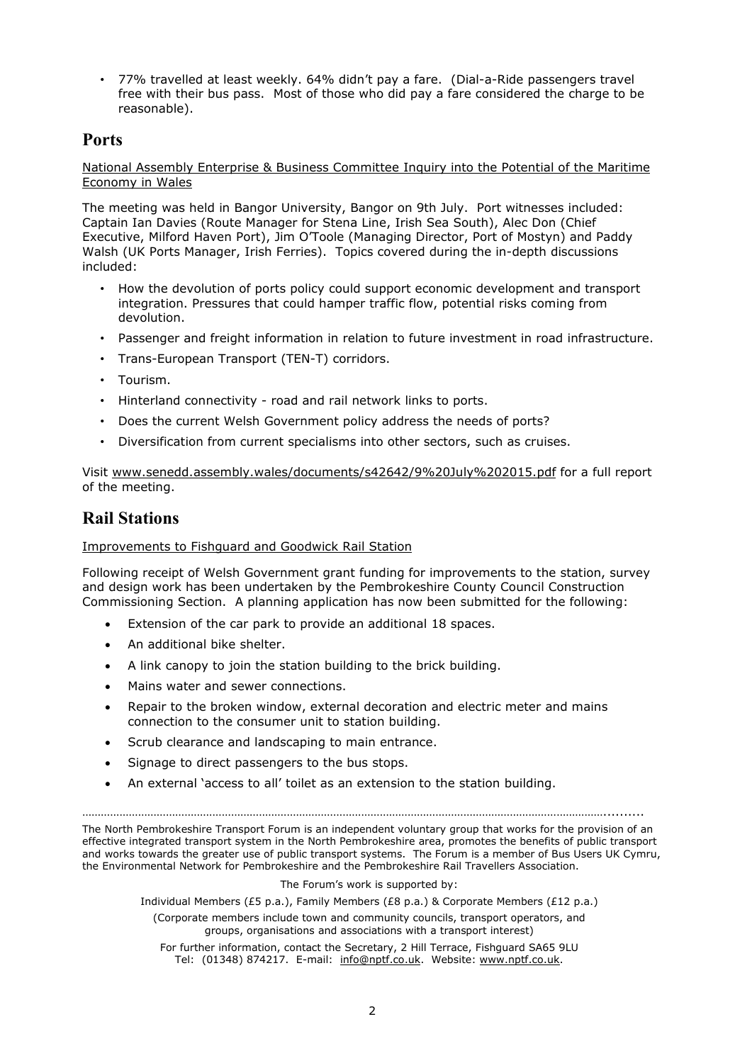- 77% travelled at least weekly. 64% didn't pay a fare. (Dial-a-Ride passengers travel free with their bus pass. Most of those who did pay a fare considered the charge to be reasonable).

## Ports

National Assembly Enterprise & Business Committee Inquiry into the Potential of the Maritime Economy in Wales

The meeting was held in Bangor University, Bangor on 9th July. Port witnesses included: Captain Ian Davies (Route Manager for Stena Line, Irish Sea South), Alec Don (Chief Executive, Milford Haven Port), Jim O'Toole (Managing Director, Port of Mostyn) and Paddy Walsh (UK Ports Manager, Irish Ferries). Topics covered during the in-depth discussions included:

- How the devolution of ports policy could support economic development and transport integration. Pressures that could hamper traffic flow, potential risks coming from devolution.
- Passenger and freight information in relation to future investment in road infrastructure.
- Trans-European Transport (TEN-T) corridors.
- Tourism.
- Hinterland connectivity - road and rail network links to ports.
- Does the current Welsh Government policy address the needs of ports?
- Diversification from current specialisms into other sectors, such as cruises.

Visit www.senedd.assembly.wales/documents/s42642/9%20July%202015.pdf for a full report of the meeting.

## Rail Stations

Improvements to Fishguard and Goodwick Rail Station

Following receipt of Welsh Government grant funding for improvements to the station, survey and design work has been undertaken by the Pembrokeshire County Council Construction Commissioning Section. A planning application has now been submitted for the following:

- Extension of the car park to provide an additional 18 spaces.
- An additional bike shelter.
- A link canopy to join the station building to the brick building.
- Mains water and sewer connections.
- Repair to the broken window, external decoration and electric meter and mains connection to the consumer unit to station building.
- Scrub clearance and landscaping to main entrance.
- Signage to direct passengers to the bus stops.
- An external 'access to all' toilet as an extension to the station building.

---

The North Pembrokeshire Transport Forum is an independent voluntary group that works for the provision of an effective integrated transport system in the North Pembrokeshire area, promotes the benefits of public transport and works towards the greater use of public transport systems. The Forum is a member of Bus Users UK Cymru, the Environmental Network for Pembrokeshire and the Pembrokeshire Rail Travellers Association.

The Forum's work is supported by:

Individual Members (£5 p.a.), Family Members (£8 p.a.) & Corporate Members (£12 p.a.)

(Corporate members include town and community councils, transport operators, and groups, organisations and associations with a transport interest)

For further information, contact the Secretary, 2 Hill Terrace, Fishguard SA65 9LU
Tel: (01348) 874217. E-mail: info@nptf.co.uk. Website: www.nptf.co.uk.